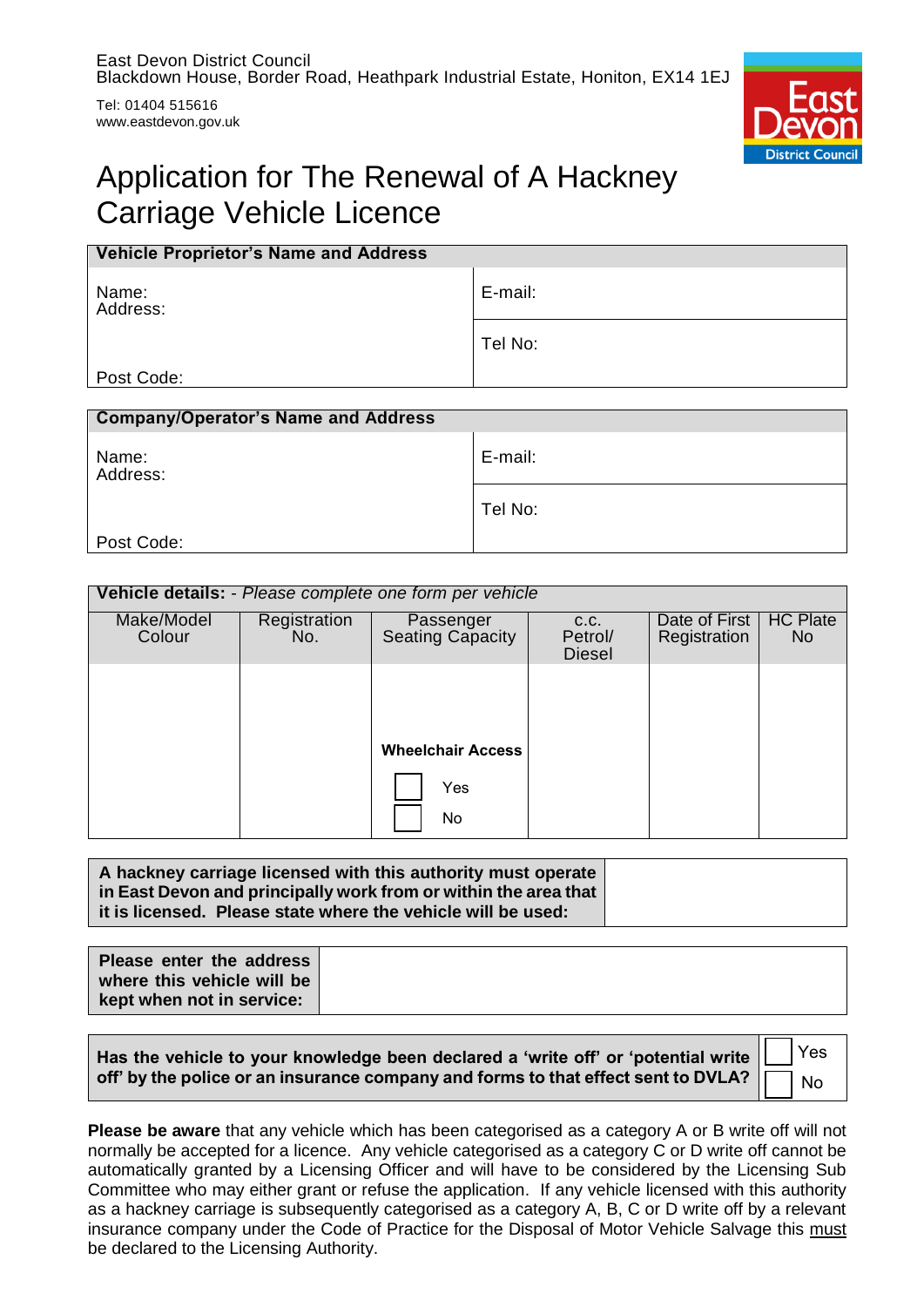East Devon District Council
Blackdown House, Border Road, Heathpark Industrial Estate, Honiton, EX14 1EJ

Tel: 01404 515616
www.eastdevon.gov.uk

East Devon District Council

# Application for The Renewal of A Hackney Carriage Vehicle Licence

| **Vehicle Proprietor's Name and Address** | |
|---|---|
| Name:<br>Address: | E-mail: |
| | Tel No: |
| Post Code: | |

| **Company/Operator's Name and Address** | |
|---|---|
| Name:<br>Address: | E-mail: |
| | Tel No: |
| Post Code: | |

**Vehicle details:** - *Please complete one form per vehicle*

| Make/Model Colour | Registration No. | Passenger Seating Capacity | c.c. Petrol/ Diesel | Date of First Registration | HC Plate No |
|---|---|---|---|---|---|
| | | **Wheelchair Access**<br>☐ Yes<br>☐ No | | | |

| **A hackney carriage licensed with this authority must operate in East Devon and principally work from or within the area that it is licensed. Please state where the vehicle will be used:** | |
|---|---|

| **Please enter the address where this vehicle will be kept when not in service:** | |
|---|---|

| **Has the vehicle to your knowledge been declared a 'write off' or 'potential write off' by the police or an insurance company and forms to that effect sent to DVLA?** | ☐ Yes<br>☐ No |
|---|---|

**Please be aware** that any vehicle which has been categorised as a category A or B write off will not normally be accepted for a licence. Any vehicle categorised as a category C or D write off cannot be automatically granted by a Licensing Officer and will have to be considered by the Licensing Sub Committee who may either grant or refuse the application. If any vehicle licensed with this authority as a hackney carriage is subsequently categorised as a category A, B, C or D write off by a relevant insurance company under the Code of Practice for the Disposal of Motor Vehicle Salvage this must be declared to the Licensing Authority.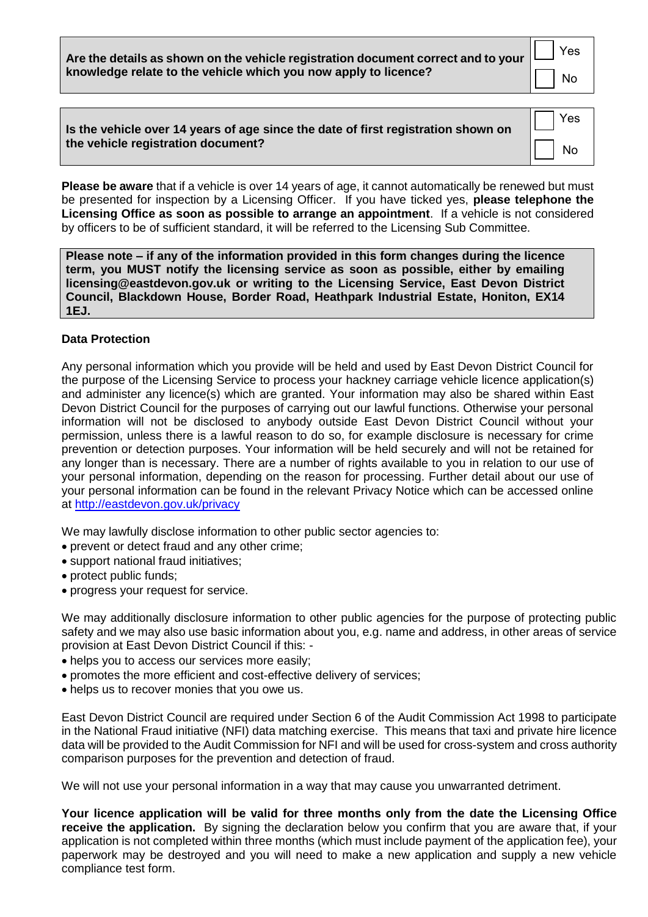| **Are the details as shown on the vehicle registration document correct and to your knowledge relate to the vehicle which you now apply to licence?** | ☐ Yes ☐ No |
|---|---|

| **Is the vehicle over 14 years of age since the date of first registration shown on the vehicle registration document?** | ☐ Yes ☐ No |
|---|---|

**Please be aware** that if a vehicle is over 14 years of age, it cannot automatically be renewed but must be presented for inspection by a Licensing Officer. If you have ticked yes, **please telephone the Licensing Office as soon as possible to arrange an appointment**. If a vehicle is not considered by officers to be of sufficient standard, it will be referred to the Licensing Sub Committee.

**Please note – if any of the information provided in this form changes during the licence term, you MUST notify the licensing service as soon as possible, either by emailing licensing@eastdevon.gov.uk or writing to the Licensing Service, East Devon District Council, Blackdown House, Border Road, Heathpark Industrial Estate, Honiton, EX14 1EJ.**

**Data Protection**

Any personal information which you provide will be held and used by East Devon District Council for the purpose of the Licensing Service to process your hackney carriage vehicle licence application(s) and administer any licence(s) which are granted. Your information may also be shared within East Devon District Council for the purposes of carrying out our lawful functions. Otherwise your personal information will not be disclosed to anybody outside East Devon District Council without your permission, unless there is a lawful reason to do so, for example disclosure is necessary for crime prevention or detection purposes. Your information will be held securely and will not be retained for any longer than is necessary. There are a number of rights available to you in relation to our use of your personal information, depending on the reason for processing. Further detail about our use of your personal information can be found in the relevant Privacy Notice which can be accessed online at [http://eastdevon.gov.uk/privacy](http://eastdevon.gov.uk/privacy)

We may lawfully disclose information to other public sector agencies to:

- prevent or detect fraud and any other crime;
- support national fraud initiatives;
- protect public funds;
- progress your request for service.

We may additionally disclosure information to other public agencies for the purpose of protecting public safety and we may also use basic information about you, e.g. name and address, in other areas of service provision at East Devon District Council if this: -

- helps you to access our services more easily;
- promotes the more efficient and cost-effective delivery of services;
- helps us to recover monies that you owe us.

East Devon District Council are required under Section 6 of the Audit Commission Act 1998 to participate in the National Fraud initiative (NFI) data matching exercise. This means that taxi and private hire licence data will be provided to the Audit Commission for NFI and will be used for cross-system and cross authority comparison purposes for the prevention and detection of fraud.

We will not use your personal information in a way that may cause you unwarranted detriment.

**Your licence application will be valid for three months only from the date the Licensing Office receive the application.** By signing the declaration below you confirm that you are aware that, if your application is not completed within three months (which must include payment of the application fee), your paperwork may be destroyed and you will need to make a new application and supply a new vehicle compliance test form.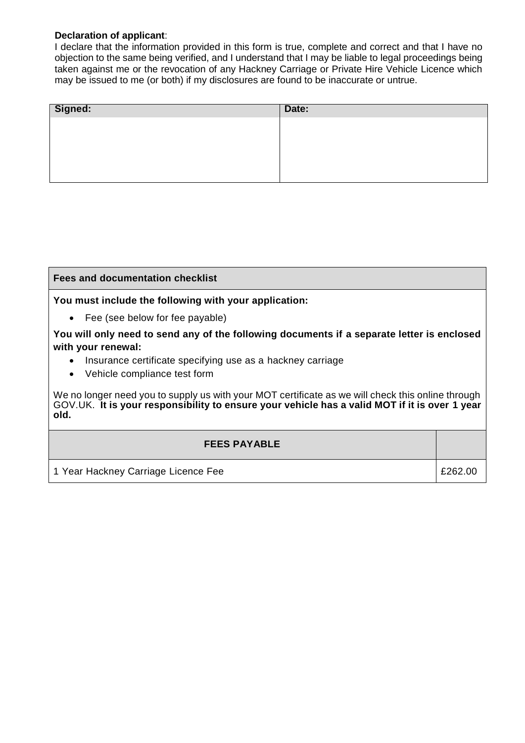**Declaration of applicant**:
I declare that the information provided in this form is true, complete and correct and that I have no objection to the same being verified, and I understand that I may be liable to legal proceedings being taken against me or the revocation of any Hackney Carriage or Private Hire Vehicle Licence which may be issued to me (or both) if my disclosures are found to be inaccurate or untrue.

| Signed: | Date: |
|---|---|
| | |

**Fees and documentation checklist**

**You must include the following with your application:**

- Fee (see below for fee payable)

**You will only need to send any of the following documents if a separate letter is enclosed with your renewal:**

- Insurance certificate specifying use as a hackney carriage
- Vehicle compliance test form

We no longer need you to supply us with your MOT certificate as we will check this online through GOV.UK. **It is your responsibility to ensure your vehicle has a valid MOT if it is over 1 year old.**

| FEES PAYABLE | |
|---|---|
| 1 Year Hackney Carriage Licence Fee | £262.00 |